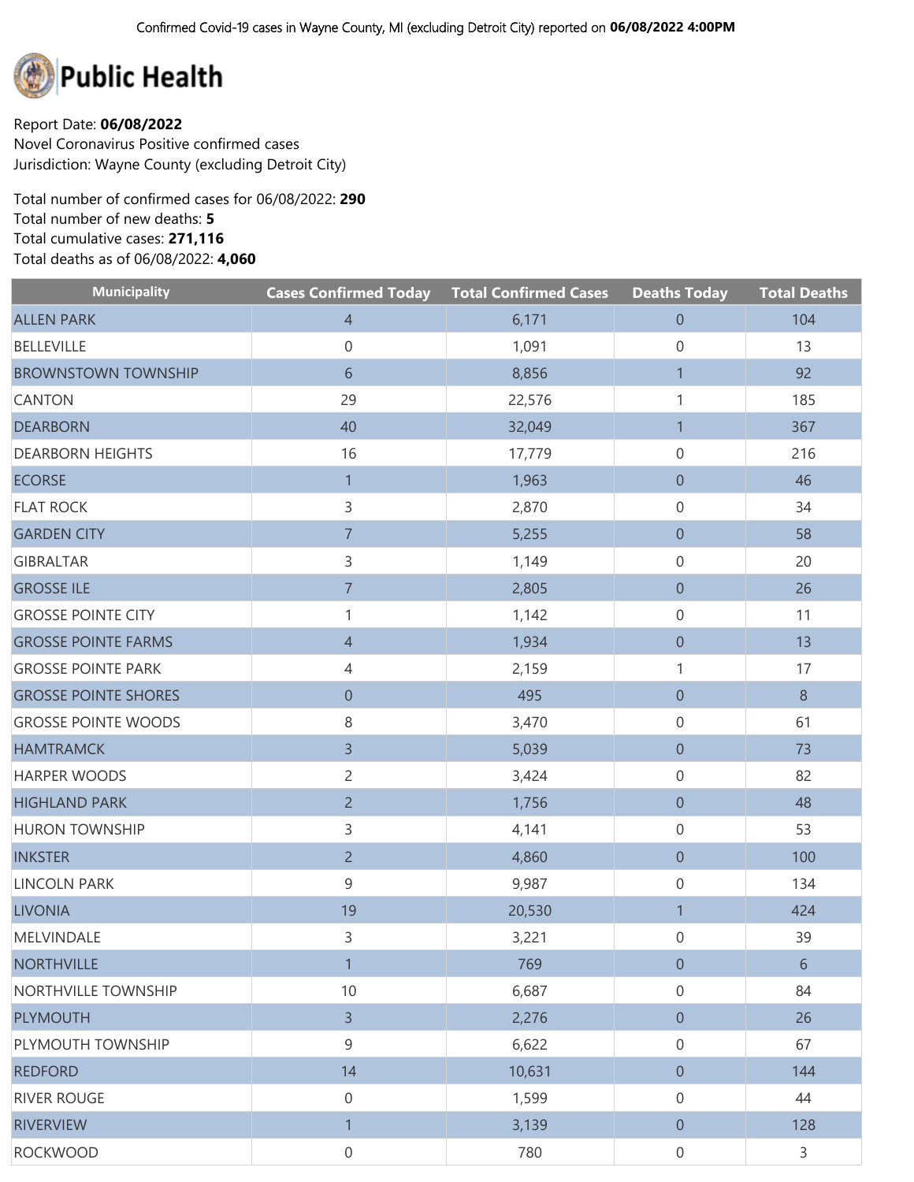Confirmed Covid-19 cases in Wayne County, MI (excluding Detroit City) reported on **06/08/2022 4:00PM**

# Public Health

Report Date: **06/08/2022**
Novel Coronavirus Positive confirmed cases
Jurisdiction: Wayne County (excluding Detroit City)

Total number of confirmed cases for 06/08/2022: **290**
Total number of new deaths: **5**
Total cumulative cases: **271,116**
Total deaths as of 06/08/2022: **4,060**

| Municipality | Cases Confirmed Today | Total Confirmed Cases | Deaths Today | Total Deaths |
|---|---|---|---|---|
| ALLEN PARK | 4 | 6,171 | 0 | 104 |
| BELLEVILLE | 0 | 1,091 | 0 | 13 |
| BROWNSTOWN TOWNSHIP | 6 | 8,856 | 1 | 92 |
| CANTON | 29 | 22,576 | 1 | 185 |
| DEARBORN | 40 | 32,049 | 1 | 367 |
| DEARBORN HEIGHTS | 16 | 17,779 | 0 | 216 |
| ECORSE | 1 | 1,963 | 0 | 46 |
| FLAT ROCK | 3 | 2,870 | 0 | 34 |
| GARDEN CITY | 7 | 5,255 | 0 | 58 |
| GIBRALTAR | 3 | 1,149 | 0 | 20 |
| GROSSE ILE | 7 | 2,805 | 0 | 26 |
| GROSSE POINTE CITY | 1 | 1,142 | 0 | 11 |
| GROSSE POINTE FARMS | 4 | 1,934 | 0 | 13 |
| GROSSE POINTE PARK | 4 | 2,159 | 1 | 17 |
| GROSSE POINTE SHORES | 0 | 495 | 0 | 8 |
| GROSSE POINTE WOODS | 8 | 3,470 | 0 | 61 |
| HAMTRAMCK | 3 | 5,039 | 0 | 73 |
| HARPER WOODS | 2 | 3,424 | 0 | 82 |
| HIGHLAND PARK | 2 | 1,756 | 0 | 48 |
| HURON TOWNSHIP | 3 | 4,141 | 0 | 53 |
| INKSTER | 2 | 4,860 | 0 | 100 |
| LINCOLN PARK | 9 | 9,987 | 0 | 134 |
| LIVONIA | 19 | 20,530 | 1 | 424 |
| MELVINDALE | 3 | 3,221 | 0 | 39 |
| NORTHVILLE | 1 | 769 | 0 | 6 |
| NORTHVILLE TOWNSHIP | 10 | 6,687 | 0 | 84 |
| PLYMOUTH | 3 | 2,276 | 0 | 26 |
| PLYMOUTH TOWNSHIP | 9 | 6,622 | 0 | 67 |
| REDFORD | 14 | 10,631 | 0 | 144 |
| RIVER ROUGE | 0 | 1,599 | 0 | 44 |
| RIVERVIEW | 1 | 3,139 | 0 | 128 |
| ROCKWOOD | 0 | 780 | 0 | 3 |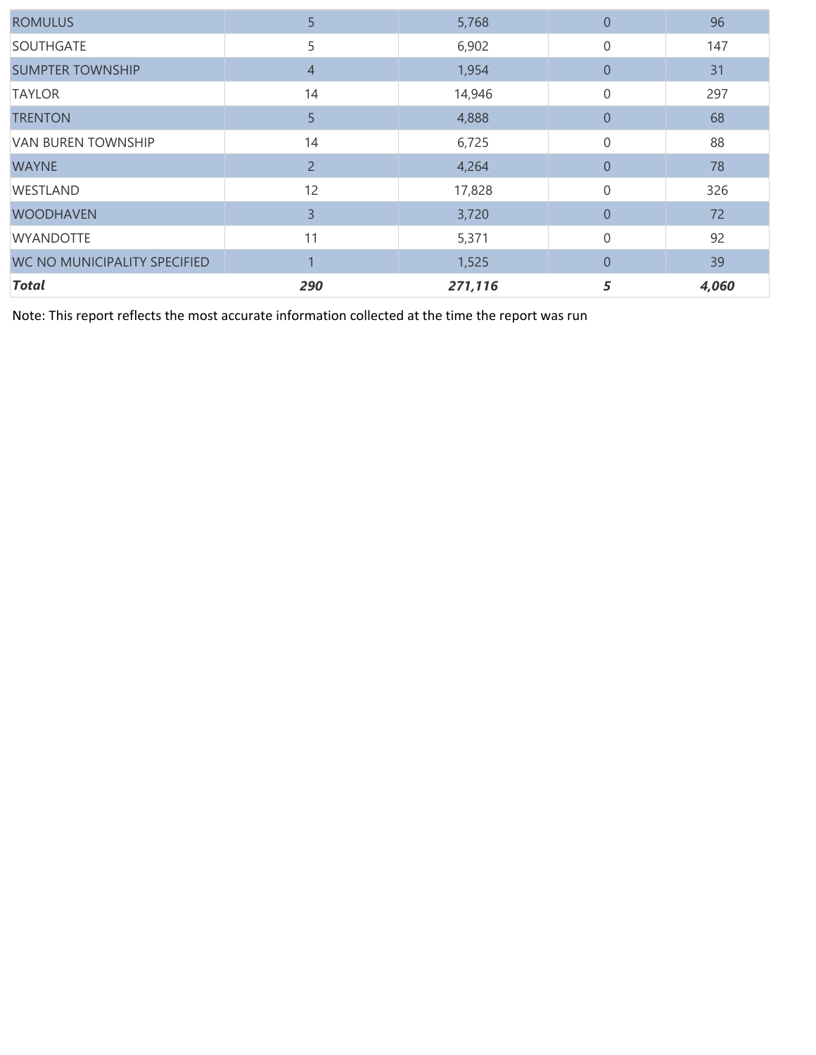| | | | | |
|---|---|---|---|---|
| ROMULUS | 5 | 5,768 | 0 | 96 |
| SOUTHGATE | 5 | 6,902 | 0 | 147 |
| SUMPTER TOWNSHIP | 4 | 1,954 | 0 | 31 |
| TAYLOR | 14 | 14,946 | 0 | 297 |
| TRENTON | 5 | 4,888 | 0 | 68 |
| VAN BUREN TOWNSHIP | 14 | 6,725 | 0 | 88 |
| WAYNE | 2 | 4,264 | 0 | 78 |
| WESTLAND | 12 | 17,828 | 0 | 326 |
| WOODHAVEN | 3 | 3,720 | 0 | 72 |
| WYANDOTTE | 11 | 5,371 | 0 | 92 |
| WC NO MUNICIPALITY SPECIFIED | 1 | 1,525 | 0 | 39 |
| ***Total*** | ***290*** | ***271,116*** | ***5*** | ***4,060*** |

Note: This report reflects the most accurate information collected at the time the report was run